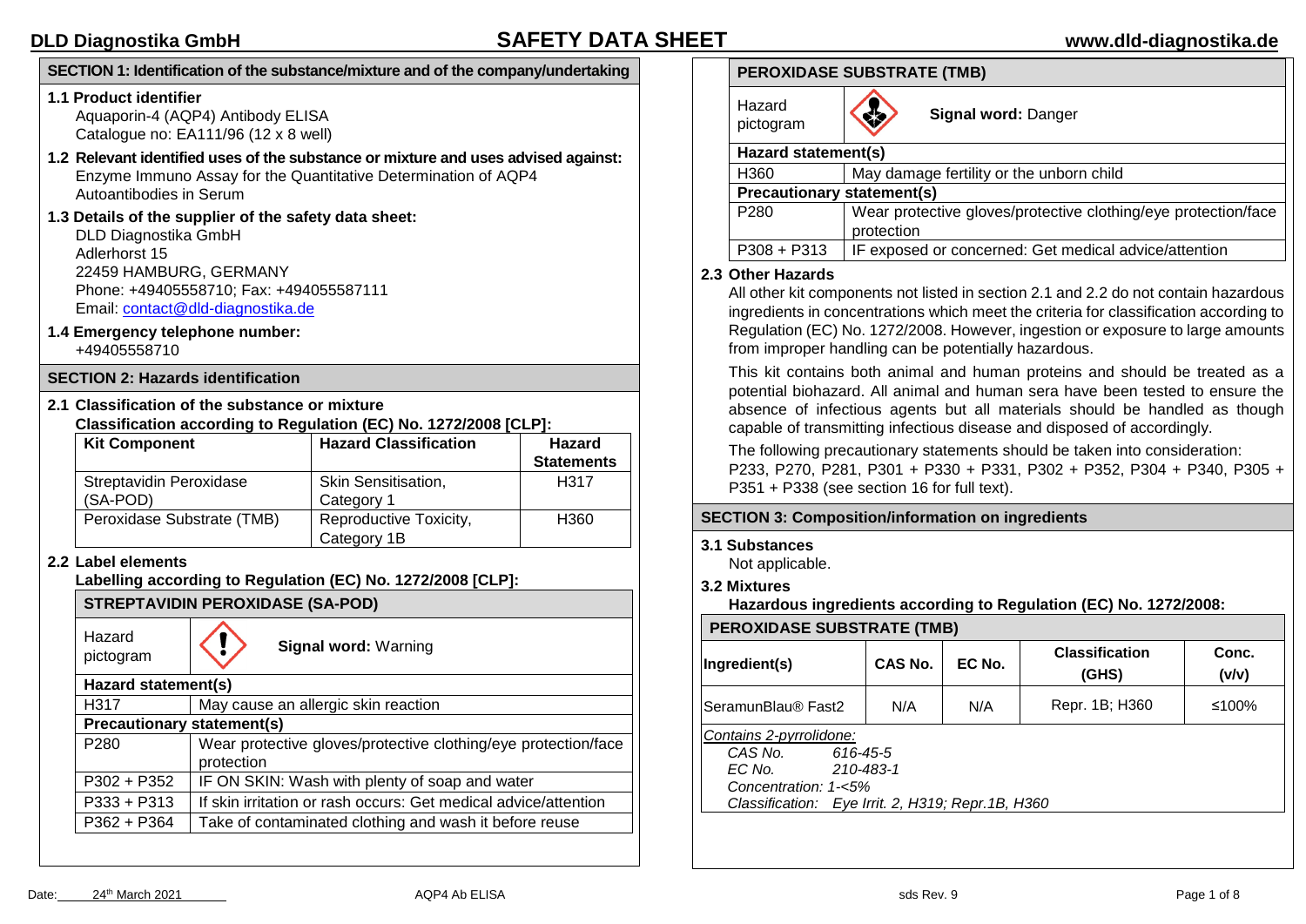## SECTION 1: Identification of the substance/mixture and of the company/undertaking

**1.1 Product identifier**

Aquaporin-4 (AQP4) Antibody ELISA
Catalogue no: EA111/96 (12 x 8 well)

**1.2 Relevant identified uses of the substance or mixture and uses advised against:**

Enzyme Immuno Assay for the Quantitative Determination of AQP4 Autoantibodies in Serum

**1.3 Details of the supplier of the safety data sheet:**

DLD Diagnostika GmbH
Adlerhorst 15
22459 HAMBURG, GERMANY
Phone: +49405558710; Fax: +494055587111
Email: contact@dld-diagnostika.de

**1.4 Emergency telephone number:**

+49405558710

## SECTION 2: Hazards identification

**2.1 Classification of the substance or mixture**

**Classification according to Regulation (EC) No. 1272/2008 [CLP]:**

| Kit Component | Hazard Classification | Hazard Statements |
|---|---|---|
| Streptavidin Peroxidase (SA-POD) | Skin Sensitisation, Category 1 | H317 |
| Peroxidase Substrate (TMB) | Reproductive Toxicity, Category 1B | H360 |

**2.2 Label elements**

**Labelling according to Regulation (EC) No. 1272/2008 [CLP]:**

| STREPTAVIDIN PEROXIDASE (SA-POD) | |
|---|---|
| Hazard pictogram | **Signal word:** Warning |
| **Hazard statement(s)** | |
| H317 | May cause an allergic skin reaction |
| **Precautionary statement(s)** | |
| P280 | Wear protective gloves/protective clothing/eye protection/face protection |
| P302 + P352 | IF ON SKIN: Wash with plenty of soap and water |
| P333 + P313 | If skin irritation or rash occurs: Get medical advice/attention |
| P362 + P364 | Take of contaminated clothing and wash it before reuse |

| PEROXIDASE SUBSTRATE (TMB) | |
|---|---|
| Hazard pictogram | **Signal word:** Danger |
| **Hazard statement(s)** | |
| H360 | May damage fertility or the unborn child |
| **Precautionary statement(s)** | |
| P280 | Wear protective gloves/protective clothing/eye protection/face protection |
| P308 + P313 | IF exposed or concerned: Get medical advice/attention |

**2.3 Other Hazards**

All other kit components not listed in section 2.1 and 2.2 do not contain hazardous ingredients in concentrations which meet the criteria for classification according to Regulation (EC) No. 1272/2008. However, ingestion or exposure to large amounts from improper handling can be potentially hazardous.

This kit contains both animal and human proteins and should be treated as a potential biohazard. All animal and human sera have been tested to ensure the absence of infectious agents but all materials should be handled as though capable of transmitting infectious disease and disposed of accordingly.

The following precautionary statements should be taken into consideration: P233, P270, P281, P301 + P330 + P331, P302 + P352, P304 + P340, P305 + P351 + P338 (see section 16 for full text).

## SECTION 3: Composition/information on ingredients

**3.1 Substances**

Not applicable.

**3.2 Mixtures**

**Hazardous ingredients according to Regulation (EC) No. 1272/2008:**

| PEROXIDASE SUBSTRATE (TMB) | | | | |
|---|---|---|---|---|
| **Ingredient(s)** | **CAS No.** | **EC No.** | **Classification (GHS)** | **Conc. (v/v)** |
| SeramunBlau® Fast2 | N/A | N/A | Repr. 1B; H360 | ≤100% |

*Contains 2-pyrrolidone:*
*CAS No. 616-45-5*
*EC No. 210-483-1*
*Concentration: 1-<5%*
*Classification: Eye Irrit. 2, H319; Repr.1B, H360*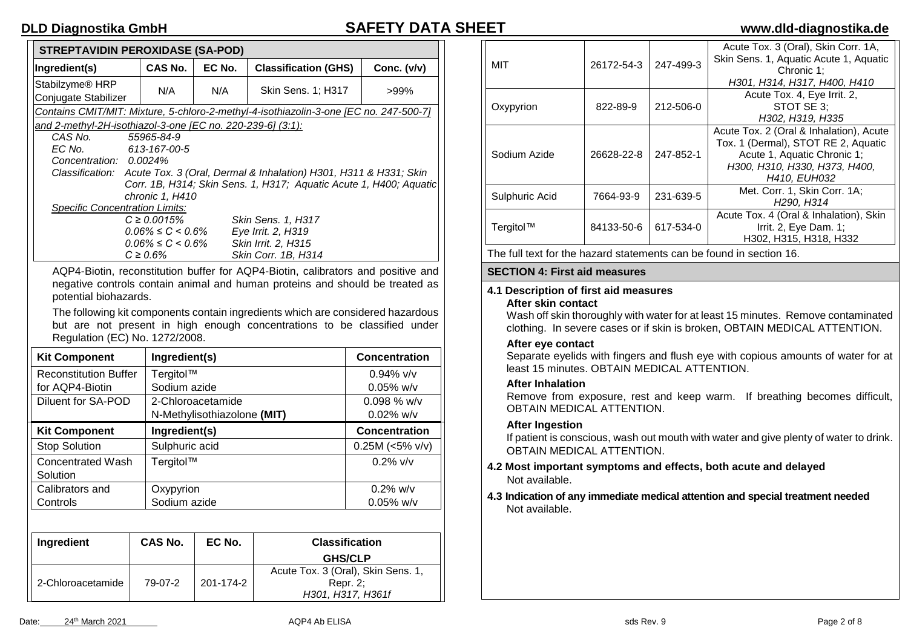| STREPTAVIDIN PEROXIDASE (SA-POD) | | | | |
|---|---|---|---|---|
| **Ingredient(s)** | **CAS No.** | **EC No.** | **Classification (GHS)** | **Conc. (v/v)** |
| Stabilzyme® HRP Conjugate Stabilizer | N/A | N/A | Skin Sens. 1; H317 | >99% |

*Contains CMIT/MIT: Mixture, 5-chloro-2-methyl-4-isothiazolin-3-one [EC no. 247-500-7] and 2-methyl-2H-isothiazol-3-one [EC no. 220-239-6] (3:1):*

*CAS No. 55965-84-9*
*EC No. 613-167-00-5*
*Concentration: 0.0024%*
*Classification: Acute Tox. 3 (Oral, Dermal & Inhalation) H301, H311 & H331; Skin Corr. 1B, H314; Skin Sens. 1, H317; Aquatic Acute 1, H400; Aquatic chronic 1, H410*

*Specific Concentration Limits:*

| | |
|---|---|
| *C ≥ 0.0015%* | *Skin Sens. 1, H317* |
| *0.06% ≤ C < 0.6%* | *Eye Irrit. 2, H319* |
| *0.06% ≤ C < 0.6%* | *Skin Irrit. 2, H315* |
| *C ≥ 0.6%* | *Skin Corr. 1B, H314* |

AQP4-Biotin, reconstitution buffer for AQP4-Biotin, calibrators and positive and negative controls contain animal and human proteins and should be treated as potential biohazards.

The following kit components contain ingredients which are considered hazardous but are not present in high enough concentrations to be classified under Regulation (EC) No. 1272/2008.

| Kit Component | Ingredient(s) | Concentration |
|---|---|---|
| Reconstitution Buffer for AQP4-Biotin | Tergitol™<br>Sodium azide | 0.94% v/v<br>0.05% w/v |
| Diluent for SA-POD | 2-Chloroacetamide<br>N-Methylisothiazolone **(MIT)** | 0.098 % w/v<br>0.02% w/v |
| **Kit Component** | **Ingredient(s)** | **Concentration** |
| Stop Solution | Sulphuric acid | 0.25M (<5% v/v) |
| Concentrated Wash Solution | Tergitol™ | 0.2% v/v |
| Calibrators and Controls | Oxypyrion<br>Sodium azide | 0.2% w/v<br>0.05% w/v |

| Ingredient | CAS No. | EC No. | Classification GHS/CLP |
|---|---|---|---|
| 2-Chloroacetamide | 79-07-2 | 201-174-2 | Acute Tox. 3 (Oral), Skin Sens. 1, Repr. 2; *H301, H317, H361f* |
| MIT | 26172-54-3 | 247-499-3 | Acute Tox. 3 (Oral), Skin Corr. 1A, Skin Sens. 1, Aquatic Acute 1, Aquatic Chronic 1; *H301, H314, H317, H400, H410* |
| Oxypyrion | 822-89-9 | 212-506-0 | Acute Tox. 4, Eye Irrit. 2, STOT SE 3; *H302, H319, H335* |
| Sodium Azide | 26628-22-8 | 247-852-1 | Acute Tox. 2 (Oral & Inhalation), Acute Tox. 1 (Dermal), STOT RE 2, Aquatic Acute 1, Aquatic Chronic 1; *H300, H310, H330, H373, H400, H410, EUH032* |
| Sulphuric Acid | 7664-93-9 | 231-639-5 | Met. Corr. 1, Skin Corr. 1A; *H290, H314* |
| Tergitol™ | 84133-50-6 | 617-534-0 | Acute Tox. 4 (Oral & Inhalation), Skin Irrit. 2, Eye Dam. 1; H302, H315, H318, H332 |

The full text for the hazard statements can be found in section 16.

## SECTION 4: First aid measures

### 4.1 Description of first aid measures

**After skin contact**

Wash off skin thoroughly with water for at least 15 minutes. Remove contaminated clothing. In severe cases or if skin is broken, OBTAIN MEDICAL ATTENTION.

**After eye contact**

Separate eyelids with fingers and flush eye with copious amounts of water for at least 15 minutes. OBTAIN MEDICAL ATTENTION.

**After Inhalation**

Remove from exposure, rest and keep warm. If breathing becomes difficult, OBTAIN MEDICAL ATTENTION.

**After Ingestion**

If patient is conscious, wash out mouth with water and give plenty of water to drink. OBTAIN MEDICAL ATTENTION.

### 4.2 Most important symptoms and effects, both acute and delayed

Not available.

### 4.3 Indication of any immediate medical attention and special treatment needed

Not available.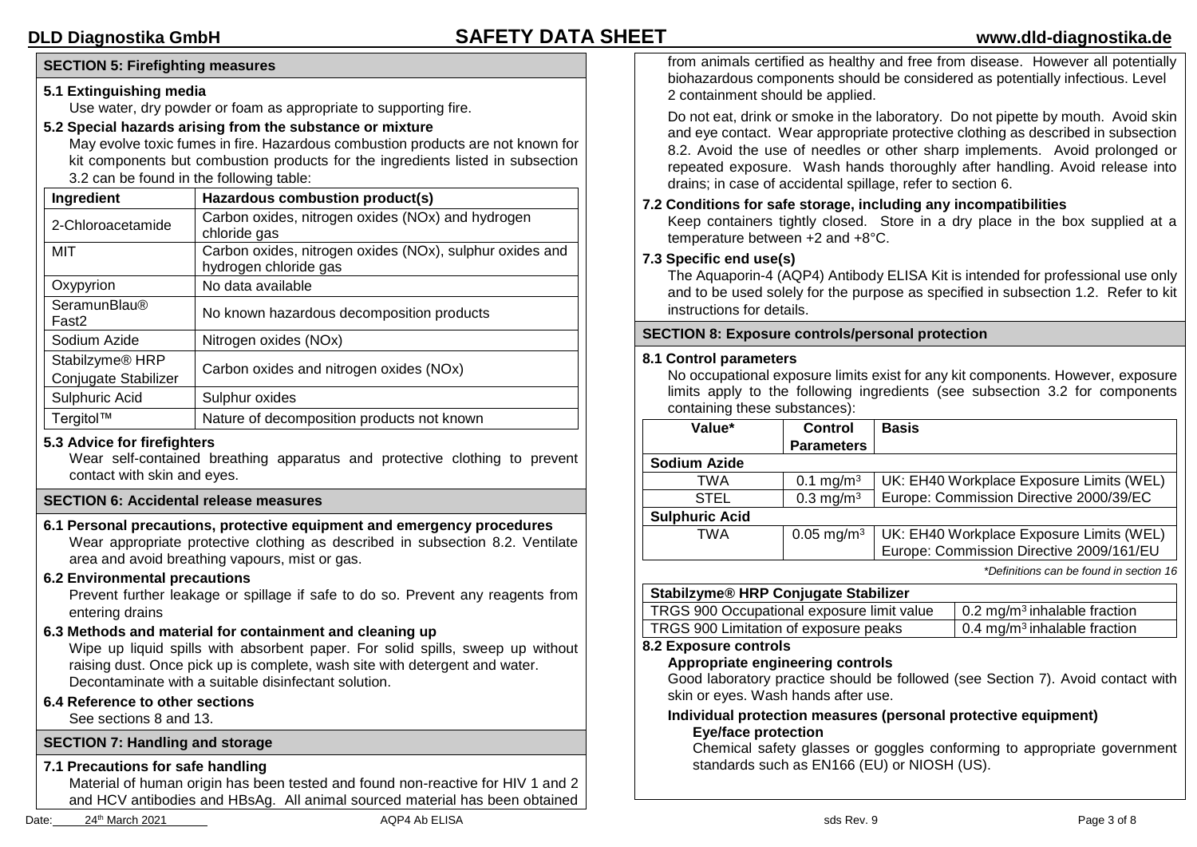## SECTION 5: Firefighting measures

### 5.1 Extinguishing media

Use water, dry powder or foam as appropriate to supporting fire.

### 5.2 Special hazards arising from the substance or mixture

May evolve toxic fumes in fire. Hazardous combustion products are not known for kit components but combustion products for the ingredients listed in subsection 3.2 can be found in the following table:

| Ingredient | Hazardous combustion product(s) |
| --- | --- |
| 2-Chloroacetamide | Carbon oxides, nitrogen oxides (NOx) and hydrogen chloride gas |
| MIT | Carbon oxides, nitrogen oxides (NOx), sulphur oxides and hydrogen chloride gas |
| Oxypyrion | No data available |
| SeramunBlau® Fast2 | No known hazardous decomposition products |
| Sodium Azide | Nitrogen oxides (NOx) |
| Stabilzyme® HRP Conjugate Stabilizer | Carbon oxides and nitrogen oxides (NOx) |
| Sulphuric Acid | Sulphur oxides |
| Tergitol™ | Nature of decomposition products not known |

### 5.3 Advice for firefighters

Wear self-contained breathing apparatus and protective clothing to prevent contact with skin and eyes.

## SECTION 6: Accidental release measures

### 6.1 Personal precautions, protective equipment and emergency procedures

Wear appropriate protective clothing as described in subsection 8.2. Ventilate area and avoid breathing vapours, mist or gas.

### 6.2 Environmental precautions

Prevent further leakage or spillage if safe to do so. Prevent any reagents from entering drains

### 6.3 Methods and material for containment and cleaning up

Wipe up liquid spills with absorbent paper. For solid spills, sweep up without raising dust. Once pick up is complete, wash site with detergent and water. Decontaminate with a suitable disinfectant solution.

### 6.4 Reference to other sections

See sections 8 and 13.

## SECTION 7: Handling and storage

### 7.1 Precautions for safe handling

Material of human origin has been tested and found non-reactive for HIV 1 and 2 and HCV antibodies and HBsAg. All animal sourced material has been obtained from animals certified as healthy and free from disease. However all potentially biohazardous components should be considered as potentially infectious. Level 2 containment should be applied.

Do not eat, drink or smoke in the laboratory. Do not pipette by mouth. Avoid skin and eye contact. Wear appropriate protective clothing as described in subsection 8.2. Avoid the use of needles or other sharp implements. Avoid prolonged or repeated exposure. Wash hands thoroughly after handling. Avoid release into drains; in case of accidental spillage, refer to section 6.

### 7.2 Conditions for safe storage, including any incompatibilities

Keep containers tightly closed. Store in a dry place in the box supplied at a temperature between +2 and +8°C.

### 7.3 Specific end use(s)

The Aquaporin-4 (AQP4) Antibody ELISA Kit is intended for professional use only and to be used solely for the purpose as specified in subsection 1.2. Refer to kit instructions for details.

## SECTION 8: Exposure controls/personal protection

### 8.1 Control parameters

No occupational exposure limits exist for any kit components. However, exposure limits apply to the following ingredients (see subsection 3.2 for components containing these substances):

| Value* | Control Parameters | Basis |
| --- | --- | --- |
| **Sodium Azide** | | |
| TWA | 0.1 mg/m$^3$ | UK: EH40 Workplace Exposure Limits (WEL) |
| STEL | 0.3 mg/m$^3$ | Europe: Commission Directive 2000/39/EC |
| **Sulphuric Acid** | | |
| TWA | 0.05 mg/m$^3$ | UK: EH40 Workplace Exposure Limits (WEL) Europe: Commission Directive 2009/161/EU |

*Definitions can be found in section 16*

| Stabilzyme® HRP Conjugate Stabilizer | |
| --- | --- |
| TRGS 900 Occupational exposure limit value | 0.2 mg/m$^3$ inhalable fraction |
| TRGS 900 Limitation of exposure peaks | 0.4 mg/m$^3$ inhalable fraction |

### 8.2 Exposure controls

**Appropriate engineering controls**

Good laboratory practice should be followed (see Section 7). Avoid contact with skin or eyes. Wash hands after use.

**Individual protection measures (personal protective equipment)**

**Eye/face protection**

Chemical safety glasses or goggles conforming to appropriate government standards such as EN166 (EU) or NIOSH (US).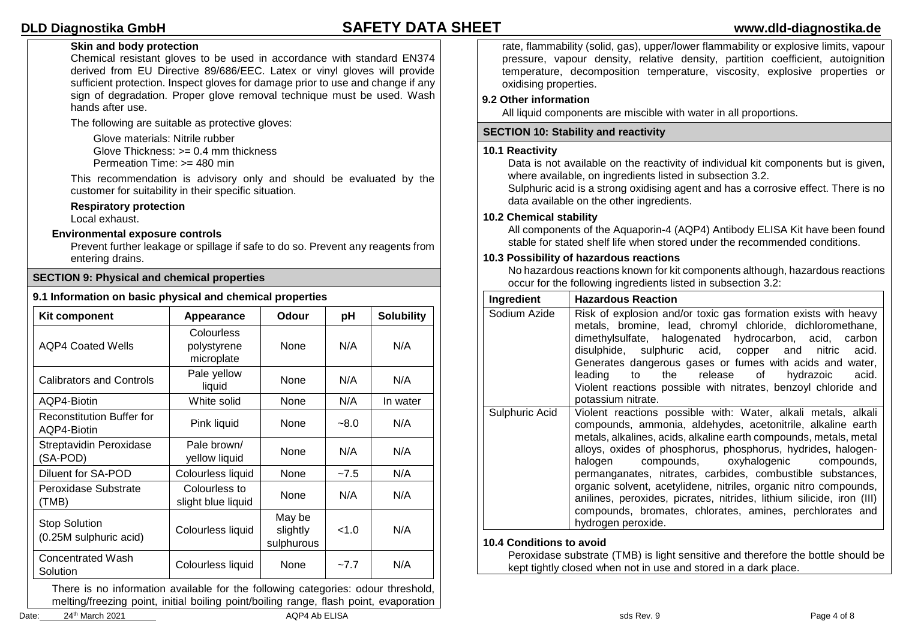**Skin and body protection**

Chemical resistant gloves to be used in accordance with standard EN374 derived from EU Directive 89/686/EEC. Latex or vinyl gloves will provide sufficient protection. Inspect gloves for damage prior to use and change if any sign of degradation. Proper glove removal technique must be used. Wash hands after use.

The following are suitable as protective gloves:

Glove materials: Nitrile rubber
Glove Thickness: >= 0.4 mm thickness
Permeation Time: >= 480 min

This recommendation is advisory only and should be evaluated by the customer for suitability in their specific situation.

**Respiratory protection**

Local exhaust.

**Environmental exposure controls**

Prevent further leakage or spillage if safe to do so. Prevent any reagents from entering drains.

## SECTION 9: Physical and chemical properties

### 9.1 Information on basic physical and chemical properties

| Kit component | Appearance | Odour | pH | Solubility |
|---|---|---|---|---|
| AQP4 Coated Wells | Colourless polystyrene microplate | None | N/A | N/A |
| Calibrators and Controls | Pale yellow liquid | None | N/A | N/A |
| AQP4-Biotin | White solid | None | N/A | In water |
| Reconstitution Buffer for AQP4-Biotin | Pink liquid | None | ~8.0 | N/A |
| Streptavidin Peroxidase (SA-POD) | Pale brown/ yellow liquid | None | N/A | N/A |
| Diluent for SA-POD | Colourless liquid | None | ~7.5 | N/A |
| Peroxidase Substrate (TMB) | Colourless to slight blue liquid | None | N/A | N/A |
| Stop Solution (0.25M sulphuric acid) | Colourless liquid | May be slightly sulphurous | <1.0 | N/A |
| Concentrated Wash Solution | Colourless liquid | None | ~7.7 | N/A |

There is no information available for the following categories: odour threshold, melting/freezing point, initial boiling point/boiling range, flash point, evaporation rate, flammability (solid, gas), upper/lower flammability or explosive limits, vapour pressure, vapour density, relative density, partition coefficient, autoignition temperature, decomposition temperature, viscosity, explosive properties or oxidising properties.

### 9.2 Other information

All liquid components are miscible with water in all proportions.

## SECTION 10: Stability and reactivity

### 10.1 Reactivity

Data is not available on the reactivity of individual kit components but is given, where available, on ingredients listed in subsection 3.2.
Sulphuric acid is a strong oxidising agent and has a corrosive effect. There is no data available on the other ingredients.

### 10.2 Chemical stability

All components of the Aquaporin-4 (AQP4) Antibody ELISA Kit have been found stable for stated shelf life when stored under the recommended conditions.

### 10.3 Possibility of hazardous reactions

No hazardous reactions known for kit components although, hazardous reactions occur for the following ingredients listed in subsection 3.2:

| Ingredient | Hazardous Reaction |
|---|---|
| Sodium Azide | Risk of explosion and/or toxic gas formation exists with heavy metals, bromine, lead, chromyl chloride, dichloromethane, dimethylsulfate, halogenated hydrocarbon, acid, carbon disulphide, sulphuric acid, copper and nitric acid. Generates dangerous gases or fumes with acids and water, leading to the release of hydrazoic acid. Violent reactions possible with nitrates, benzoyl chloride and potassium nitrate. |
| Sulphuric Acid | Violent reactions possible with: Water, alkali metals, alkali compounds, ammonia, aldehydes, acetonitrile, alkaline earth metals, alkalines, acids, alkaline earth compounds, metals, metal alloys, oxides of phosphorus, phosphorus, hydrides, halogen-halogen compounds, oxyhalogenic compounds, permanganates, nitrates, carbides, combustible substances, organic solvent, acetylidene, nitriles, organic nitro compounds, anilines, peroxides, picrates, nitrides, lithium silicide, iron (III) compounds, bromates, chlorates, amines, perchlorates and hydrogen peroxide. |

### 10.4 Conditions to avoid

Peroxidase substrate (TMB) is light sensitive and therefore the bottle should be kept tightly closed when not in use and stored in a dark place.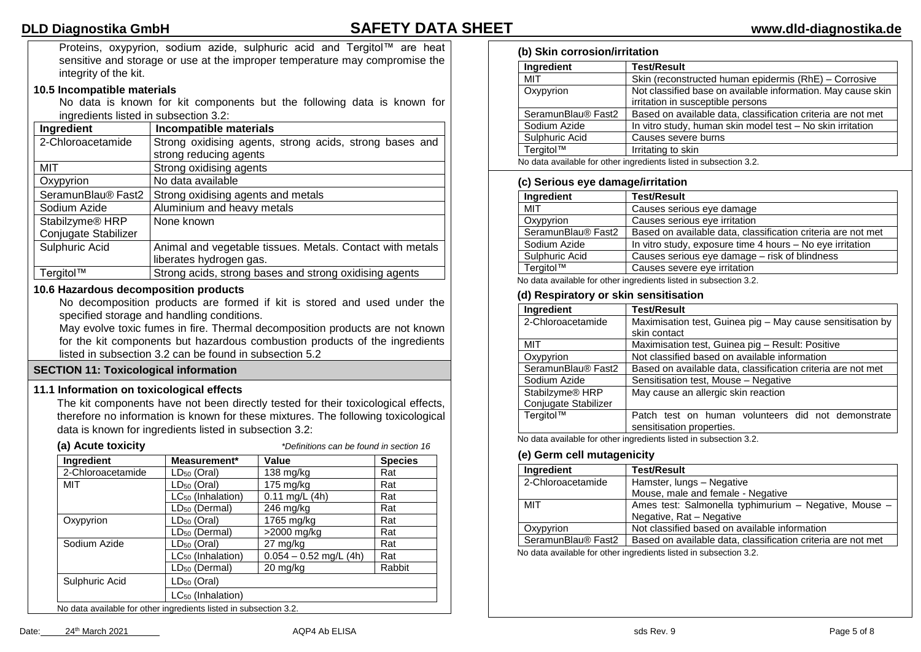Proteins, oxypyrion, sodium azide, sulphuric acid and Tergitol™ are heat sensitive and storage or use at the improper temperature may compromise the integrity of the kit.

### 10.5 Incompatible materials

No data is known for kit components but the following data is known for ingredients listed in subsection 3.2:

| Ingredient | Incompatible materials |
|---|---|
| 2-Chloroacetamide | Strong oxidising agents, strong acids, strong bases and strong reducing agents |
| MIT | Strong oxidising agents |
| Oxypyrion | No data available |
| SeramunBlau® Fast2 | Strong oxidising agents and metals |
| Sodium Azide | Aluminium and heavy metals |
| Stabilzyme® HRP Conjugate Stabilizer | None known |
| Sulphuric Acid | Animal and vegetable tissues. Metals. Contact with metals liberates hydrogen gas. |
| Tergitol™ | Strong acids, strong bases and strong oxidising agents |

### 10.6 Hazardous decomposition products

No decomposition products are formed if kit is stored and used under the specified storage and handling conditions.

May evolve toxic fumes in fire. Thermal decomposition products are not known for the kit components but hazardous combustion products of the ingredients listed in subsection 3.2 can be found in subsection 5.2

## SECTION 11: Toxicological information

### 11.1 Information on toxicological effects

The kit components have not been directly tested for their toxicological effects, therefore no information is known for these mixtures. The following toxicological data is known for ingredients listed in subsection 3.2:

#### (a) Acute toxicity

*\*Definitions can be found in section 16*

| Ingredient | Measurement* | Value | Species |
|---|---|---|---|
| 2-Chloroacetamide | $LD_{50}$ (Oral) | 138 mg/kg | Rat |
| MIT | $LD_{50}$ (Oral) | 175 mg/kg | Rat |
| | $LC_{50}$ (Inhalation) | 0.11 mg/L (4h) | Rat |
| | $LD_{50}$ (Dermal) | 246 mg/kg | Rat |
| Oxypyrion | $LD_{50}$ (Oral) | 1765 mg/kg | Rat |
| | $LD_{50}$ (Dermal) | >2000 mg/kg | Rat |
| Sodium Azide | $LD_{50}$ (Oral) | 27 mg/kg | Rat |
| | $LC_{50}$ (Inhalation) | 0.054 – 0.52 mg/L (4h) | Rat |
| | $LD_{50}$ (Dermal) | 20 mg/kg | Rabbit |
| Sulphuric Acid | $LD_{50}$ (Oral) | | |
| | $LC_{50}$ (Inhalation) | | |

No data available for other ingredients listed in subsection 3.2.

#### (b) Skin corrosion/irritation

| Ingredient | Test/Result |
|---|---|
| MIT | Skin (reconstructed human epidermis (RhE) – Corrosive |
| Oxypyrion | Not classified base on available information. May cause skin irritation in susceptible persons |
| SeramunBlau® Fast2 | Based on available data, classification criteria are not met |
| Sodium Azide | In vitro study, human skin model test – No skin irritation |
| Sulphuric Acid | Causes severe burns |
| Tergitol™ | Irritating to skin |

No data available for other ingredients listed in subsection 3.2.

#### (c) Serious eye damage/irritation

| Ingredient | Test/Result |
|---|---|
| MIT | Causes serious eye damage |
| Oxypyrion | Causes serious eye irritation |
| SeramunBlau® Fast2 | Based on available data, classification criteria are not met |
| Sodium Azide | In vitro study, exposure time 4 hours – No eye irritation |
| Sulphuric Acid | Causes serious eye damage – risk of blindness |
| Tergitol™ | Causes severe eye irritation |

No data available for other ingredients listed in subsection 3.2.

#### (d) Respiratory or skin sensitisation

| Ingredient | Test/Result |
|---|---|
| 2-Chloroacetamide | Maximisation test, Guinea pig – May cause sensitisation by skin contact |
| MIT | Maximisation test, Guinea pig – Result: Positive |
| Oxypyrion | Not classified based on available information |
| SeramunBlau® Fast2 | Based on available data, classification criteria are not met |
| Sodium Azide | Sensitisation test, Mouse – Negative |
| Stabilzyme® HRP Conjugate Stabilizer | May cause an allergic skin reaction |
| Tergitol™ | Patch test on human volunteers did not demonstrate sensitisation properties. |

No data available for other ingredients listed in subsection 3.2.

#### (e) Germ cell mutagenicity

| Ingredient | Test/Result |
|---|---|
| 2-Chloroacetamide | Hamster, lungs – Negative<br>Mouse, male and female - Negative |
| MIT | Ames test: Salmonella typhimurium – Negative, Mouse – Negative, Rat – Negative |
| Oxypyrion | Not classified based on available information |
| SeramunBlau® Fast2 | Based on available data, classification criteria are not met |

No data available for other ingredients listed in subsection 3.2.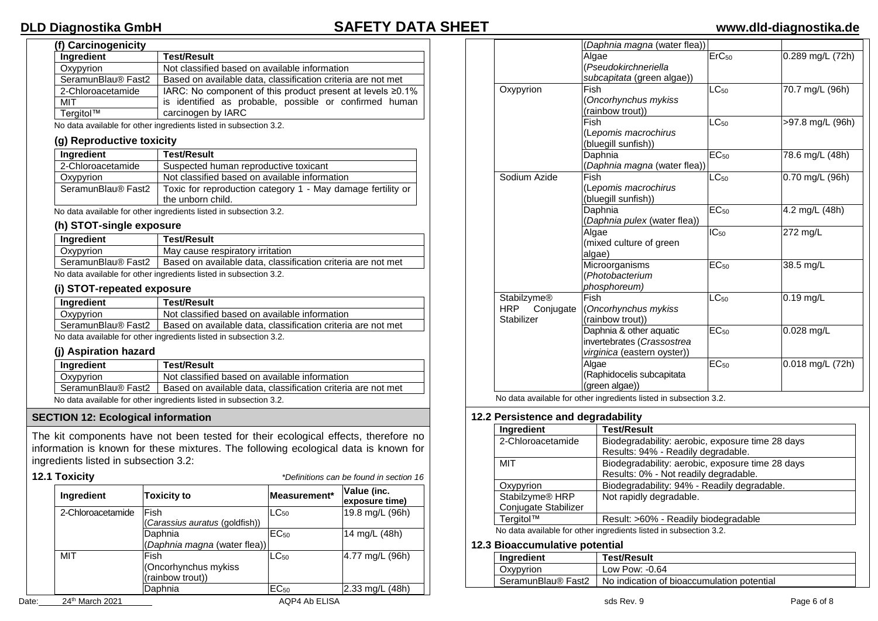#### (f) Carcinogenicity

| Ingredient | Test/Result |
| --- | --- |
| Oxypyrion | Not classified based on available information |
| SeramunBlau® Fast2 | Based on available data, classification criteria are not met |
| 2-Chloroacetamide | IARC: No component of this product present at levels ≥0.1% is identified as probable, possible or confirmed human carcinogen by IARC |
| MIT | |
| Tergitol™ | |

No data available for other ingredients listed in subsection 3.2.

#### (g) Reproductive toxicity

| Ingredient | Test/Result |
| --- | --- |
| 2-Chloroacetamide | Suspected human reproductive toxicant |
| Oxypyrion | Not classified based on available information |
| SeramunBlau® Fast2 | Toxic for reproduction category 1 - May damage fertility or the unborn child. |

No data available for other ingredients listed in subsection 3.2.

#### (h) STOT-single exposure

| Ingredient | Test/Result |
| --- | --- |
| Oxypyrion | May cause respiratory irritation |
| SeramunBlau® Fast2 | Based on available data, classification criteria are not met |

No data available for other ingredients listed in subsection 3.2.

#### (i) STOT-repeated exposure

| Ingredient | Test/Result |
| --- | --- |
| Oxypyrion | Not classified based on available information |
| SeramunBlau® Fast2 | Based on available data, classification criteria are not met |

No data available for other ingredients listed in subsection 3.2.

#### (j) Aspiration hazard

| Ingredient | Test/Result |
| --- | --- |
| Oxypyrion | Not classified based on available information |
| SeramunBlau® Fast2 | Based on available data, classification criteria are not met |

No data available for other ingredients listed in subsection 3.2.

## SECTION 12: Ecological information

The kit components have not been tested for their ecological effects, therefore no information is known for these mixtures. The following ecological data is known for ingredients listed in subsection 3.2:

### 12.1 Toxicity

*\*Definitions can be found in section 16*

| Ingredient | Toxicity to | Measurement* | Value (inc. exposure time) |
| --- | --- | --- | --- |
| 2-Chloroacetamide | Fish (*Carassius auratus* (goldfish)) | $LC_{50}$ | 19.8 mg/L (96h) |
| | Daphnia (*Daphnia magna* (water flea)) | $EC_{50}$ | 14 mg/L (48h) |
| MIT | Fish (Oncorhynchus mykiss (rainbow trout)) | $LC_{50}$ | 4.77 mg/L (96h) |
| | Daphnia (*Daphnia magna* (water flea)) | $EC_{50}$ | 2.33 mg/L (48h) |
| | Algae (*Pseudokirchneriella subcapitata* (green algae)) | $ErC_{50}$ | 0.289 mg/L (72h) |
| Oxypyrion | Fish (*Oncorhynchus mykiss* (rainbow trout)) | $LC_{50}$ | 70.7 mg/L (96h) |
| | Fish (*Lepomis macrochirus* (bluegill sunfish)) | $LC_{50}$ | >97.8 mg/L (96h) |
| | Daphnia (*Daphnia magna* (water flea)) | $EC_{50}$ | 78.6 mg/L (48h) |
| Sodium Azide | Fish (*Lepomis macrochirus* (bluegill sunfish)) | $LC_{50}$ | 0.70 mg/L (96h) |
| | Daphnia (*Daphnia pulex* (water flea)) | $EC_{50}$ | 4.2 mg/L (48h) |
| | Algae (mixed culture of green algae) | $IC_{50}$ | 272 mg/L |
| | Microorganisms (*Photobacterium phosphoreum)* | $EC_{50}$ | 38.5 mg/L |
| Stabilzyme® HRP Conjugate Stabilizer | Fish (*Oncorhynchus mykiss* (rainbow trout)) | $LC_{50}$ | 0.19 mg/L |
| | Daphnia & other aquatic invertebrates (*Crassostrea virginica* (eastern oyster)) | $EC_{50}$ | 0.028 mg/L |
| | Algae (Raphidocelis subcapitata (green algae)) | $EC_{50}$ | 0.018 mg/L (72h) |

No data available for other ingredients listed in subsection 3.2.

### 12.2 Persistence and degradability

| Ingredient | Test/Result |
| --- | --- |
| 2-Chloroacetamide | Biodegradability: aerobic, exposure time 28 days Results: 94% - Readily degradable. |
| MIT | Biodegradability: aerobic, exposure time 28 days Results: 0% - Not readily degradable. |
| Oxypyrion | Biodegradability: 94% - Readily degradable. |
| Stabilzyme® HRP Conjugate Stabilizer | Not rapidly degradable. |
| Tergitol™ | Result: >60% - Readily biodegradable |

No data available for other ingredients listed in subsection 3.2.

### 12.3 Bioaccumulative potential

| Ingredient | Test/Result |
| --- | --- |
| Oxypyrion | Low Pow: -0.64 |
| SeramunBlau® Fast2 | No indication of bioaccumulation potential |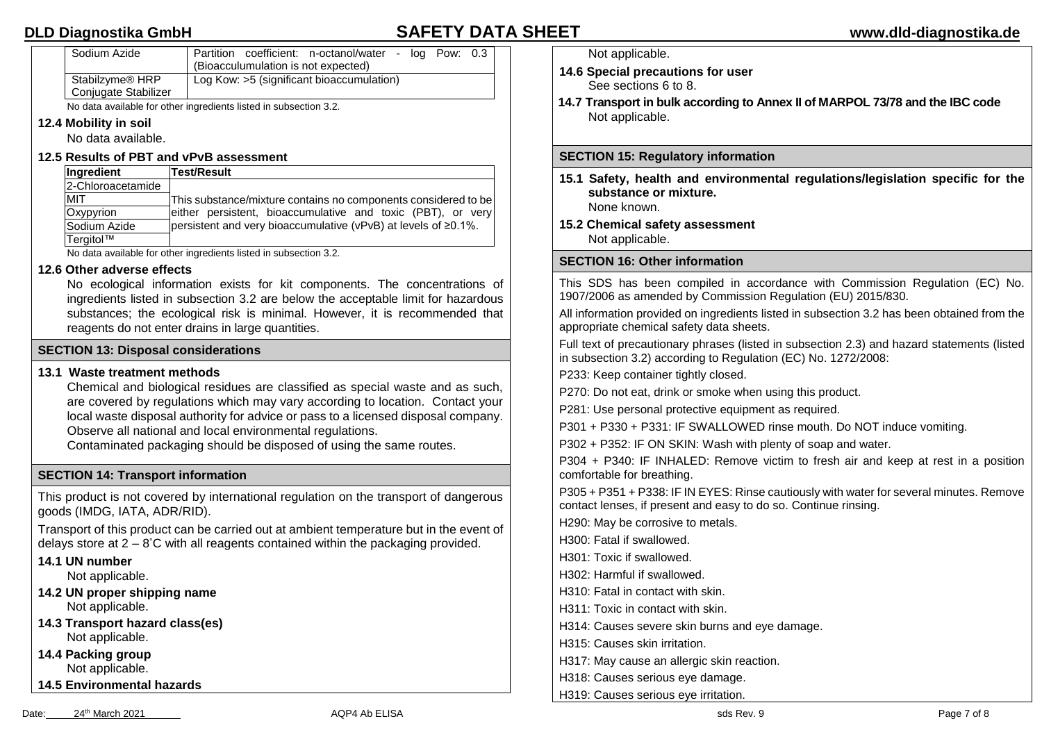| Sodium Azide | Partition coefficient: n-octanol/water - log Pow: 0.3 (Bioacculumulation is not expected) |
|---|---|
| Stabilzyme® HRP Conjugate Stabilizer | Log Kow: >5 (significant bioaccumulation) |

No data available for other ingredients listed in subsection 3.2.

### 12.4 Mobility in soil

No data available.

### 12.5 Results of PBT and vPvB assessment

| Ingredient | Test/Result |
|---|---|
| 2-Chloroacetamide | This substance/mixture contains no components considered to be either persistent, bioaccumulative and toxic (PBT), or very persistent and very bioaccumulative (vPvB) at levels of ≥0.1%. |
| MIT | |
| Oxypyrion | |
| Sodium Azide | |
| Tergitol™ | |

No data available for other ingredients listed in subsection 3.2.

### 12.6 Other adverse effects

No ecological information exists for kit components. The concentrations of ingredients listed in subsection 3.2 are below the acceptable limit for hazardous substances; the ecological risk is minimal. However, it is recommended that reagents do not enter drains in large quantities.

## SECTION 13: Disposal considerations

### 13.1 Waste treatment methods

Chemical and biological residues are classified as special waste and as such, are covered by regulations which may vary according to location. Contact your local waste disposal authority for advice or pass to a licensed disposal company. Observe all national and local environmental regulations.

Contaminated packaging should be disposed of using the same routes.

## SECTION 14: Transport information

This product is not covered by international regulation on the transport of dangerous goods (IMDG, IATA, ADR/RID).

Transport of this product can be carried out at ambient temperature but in the event of delays store at 2 – 8˚C with all reagents contained within the packaging provided.

### 14.1 UN number

Not applicable.

### 14.2 UN proper shipping name

Not applicable.

### 14.3 Transport hazard class(es)

Not applicable.

### 14.4 Packing group

Not applicable.

### 14.5 Environmental hazards

Not applicable.

### 14.6 Special precautions for user

See sections 6 to 8.

### 14.7 Transport in bulk according to Annex II of MARPOL 73/78 and the IBC code

Not applicable.

## SECTION 15: Regulatory information

### 15.1 Safety, health and environmental regulations/legislation specific for the substance or mixture.

None known.

### 15.2 Chemical safety assessment

Not applicable.

## SECTION 16: Other information

This SDS has been compiled in accordance with Commission Regulation (EC) No. 1907/2006 as amended by Commission Regulation (EU) 2015/830.

All information provided on ingredients listed in subsection 3.2 has been obtained from the appropriate chemical safety data sheets.

Full text of precautionary phrases (listed in subsection 2.3) and hazard statements (listed in subsection 3.2) according to Regulation (EC) No. 1272/2008:

P233: Keep container tightly closed.

P270: Do not eat, drink or smoke when using this product.

P281: Use personal protective equipment as required.

P301 + P330 + P331: IF SWALLOWED rinse mouth. Do NOT induce vomiting.

P302 + P352: IF ON SKIN: Wash with plenty of soap and water.

P304 + P340: IF INHALED: Remove victim to fresh air and keep at rest in a position comfortable for breathing.

P305 + P351 + P338: IF IN EYES: Rinse cautiously with water for several minutes. Remove contact lenses, if present and easy to do so. Continue rinsing.

H290: May be corrosive to metals.

H300: Fatal if swallowed.

H301: Toxic if swallowed.

H302: Harmful if swallowed.

H310: Fatal in contact with skin.

H311: Toxic in contact with skin.

H314: Causes severe skin burns and eye damage.

H315: Causes skin irritation.

H317: May cause an allergic skin reaction.

H318: Causes serious eye damage.

H319: Causes serious eye irritation.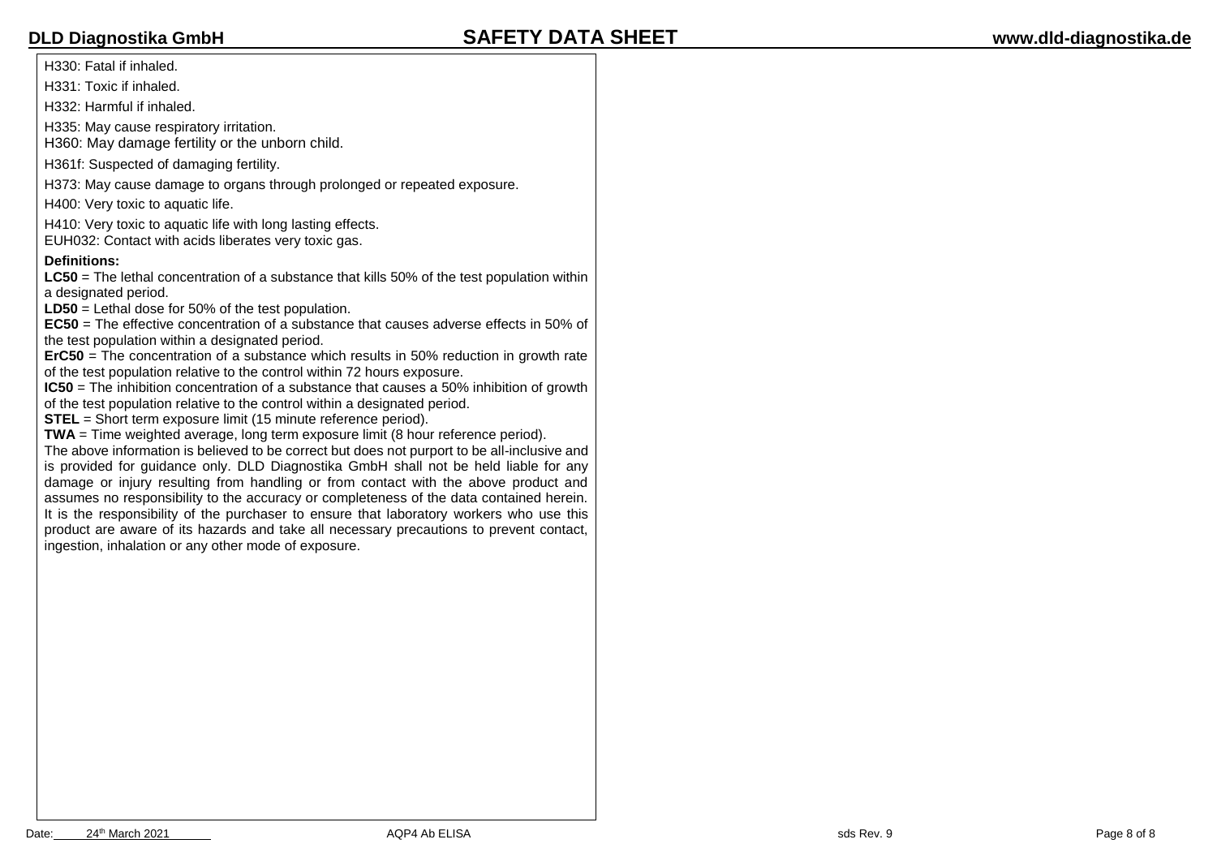H330: Fatal if inhaled.

H331: Toxic if inhaled.

H332: Harmful if inhaled.

H335: May cause respiratory irritation.

H360: May damage fertility or the unborn child.

H361f: Suspected of damaging fertility.

H373: May cause damage to organs through prolonged or repeated exposure.

H400: Very toxic to aquatic life.

H410: Very toxic to aquatic life with long lasting effects.

EUH032: Contact with acids liberates very toxic gas.

**Definitions:**

**LC50** = The lethal concentration of a substance that kills 50% of the test population within a designated period.

**LD50** = Lethal dose for 50% of the test population.

**EC50** = The effective concentration of a substance that causes adverse effects in 50% of the test population within a designated period.

**ErC50** = The concentration of a substance which results in 50% reduction in growth rate of the test population relative to the control within 72 hours exposure.

**IC50** = The inhibition concentration of a substance that causes a 50% inhibition of growth of the test population relative to the control within a designated period.

**STEL** = Short term exposure limit (15 minute reference period).

**TWA** = Time weighted average, long term exposure limit (8 hour reference period).

The above information is believed to be correct but does not purport to be all-inclusive and is provided for guidance only. DLD Diagnostika GmbH shall not be held liable for any damage or injury resulting from handling or from contact with the above product and assumes no responsibility to the accuracy or completeness of the data contained herein. It is the responsibility of the purchaser to ensure that laboratory workers who use this product are aware of its hazards and take all necessary precautions to prevent contact, ingestion, inhalation or any other mode of exposure.